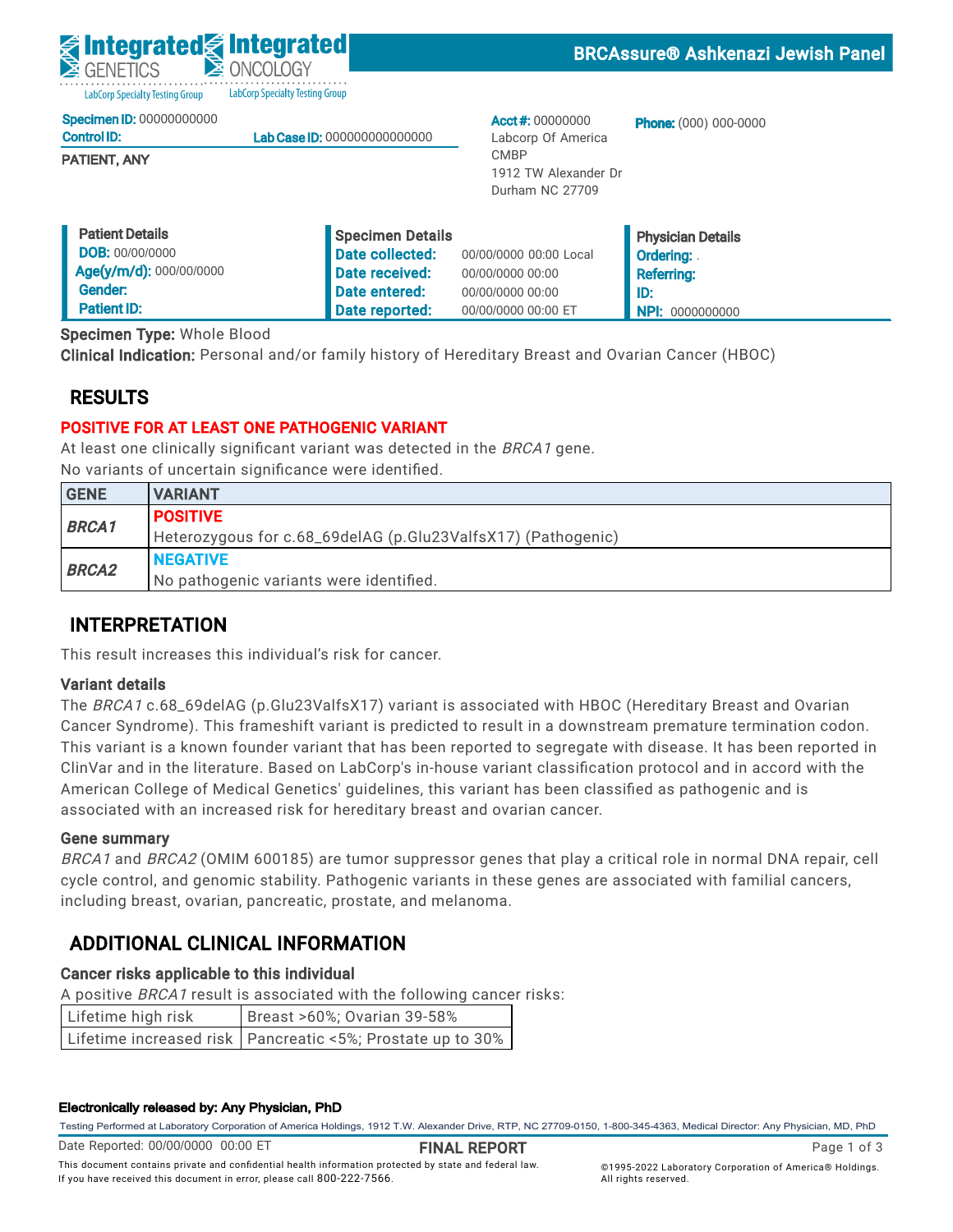Integrated GENETICS — LabCorp Specialty Testing Group | Integrated ONCOLOGY — LabCorp Specialty Testing Group

**BRCAssure® Ashkenazi Jewish Panel**

**Specimen ID:** 00000000000
**Control ID:**
**Lab Case ID:** 000000000000000

**PATIENT, ANY**

**Acct #:** 00000000
Labcorp Of America
CMBP
1912 TW Alexander Dr
Durham NC 27709

**Phone:** (000) 000-0000

| Patient Details | Specimen Details | | Physician Details |
|---|---|---|---|
| **DOB:** 00/00/0000 | **Date collected:** | 00/00/0000 00:00 Local | **Ordering:** . |
| **Age(y/m/d):** 000/00/0000 | **Date received:** | 00/00/0000 00:00 | **Referring:** |
| **Gender:** | **Date entered:** | 00/00/0000 00:00 | **ID:** |
| **Patient ID:** | **Date reported:** | 00/00/0000 00:00 ET | **NPI:** 0000000000 |

**Specimen Type:** Whole Blood
**Clinical Indication:** Personal and/or family history of Hereditary Breast and Ovarian Cancer (HBOC)

## RESULTS

**POSITIVE FOR AT LEAST ONE PATHOGENIC VARIANT**

At least one clinically significant variant was detected in the *BRCA1* gene.
No variants of uncertain significance were identified.

| GENE | VARIANT |
|---|---|
| ***BRCA1*** | **POSITIVE** <br> Heterozygous for c.68_69delAG (p.Glu23ValfsX17) (Pathogenic) |
| ***BRCA2*** | **NEGATIVE** <br> No pathogenic variants were identified. |

## INTERPRETATION

This result increases this individual's risk for cancer.

### Variant details

The *BRCA1* c.68_69delAG (p.Glu23ValfsX17) variant is associated with HBOC (Hereditary Breast and Ovarian Cancer Syndrome). This frameshift variant is predicted to result in a downstream premature termination codon. This variant is a known founder variant that has been reported to segregate with disease. It has been reported in ClinVar and in the literature. Based on LabCorp's in-house variant classification protocol and in accord with the American College of Medical Genetics' guidelines, this variant has been classified as pathogenic and is associated with an increased risk for hereditary breast and ovarian cancer.

### Gene summary

*BRCA1* and *BRCA2* (OMIM 600185) are tumor suppressor genes that play a critical role in normal DNA repair, cell cycle control, and genomic stability. Pathogenic variants in these genes are associated with familial cancers, including breast, ovarian, pancreatic, prostate, and melanoma.

## ADDITIONAL CLINICAL INFORMATION

### Cancer risks applicable to this individual

A positive *BRCA1* result is associated with the following cancer risks:

| | |
|---|---|
| Lifetime high risk | Breast >60%; Ovarian 39-58% |
| Lifetime increased risk | Pancreatic <5%; Prostate up to 30% |

**Electronically released by: Any Physician, PhD**

Testing Performed at Laboratory Corporation of America Holdings, 1912 T.W. Alexander Drive, RTP, NC 27709-0150, 1-800-345-4363, Medical Director: Any Physician, MD, PhD

Date Reported: 00/00/0000 00:00 ET — **FINAL REPORT**

This document contains private and confidential health information protected by state and federal law. If you have received this document in error, please call 800-222-7566.

©1995-2022 Laboratory Corporation of America® Holdings. All rights reserved.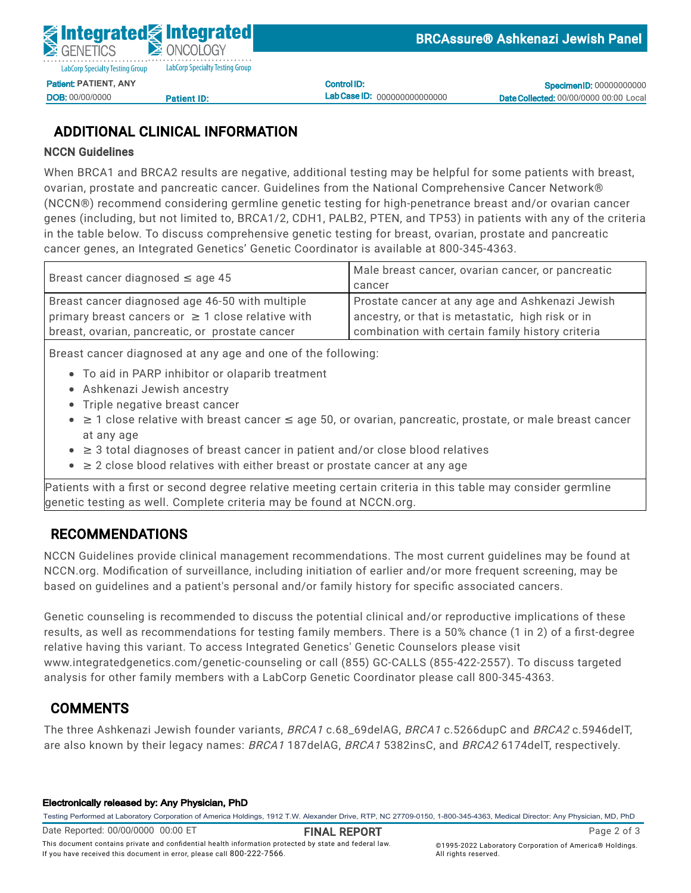## ADDITIONAL CLINICAL INFORMATION

### NCCN Guidelines

When BRCA1 and BRCA2 results are negative, additional testing may be helpful for some patients with breast, ovarian, prostate and pancreatic cancer. Guidelines from the National Comprehensive Cancer Network® (NCCN®) recommend considering germline genetic testing for high-penetrance breast and/or ovarian cancer genes (including, but not limited to, BRCA1/2, CDH1, PALB2, PTEN, and TP53) in patients with any of the criteria in the table below. To discuss comprehensive genetic testing for breast, ovarian, prostate and pancreatic cancer genes, an Integrated Genetics' Genetic Coordinator is available at 800-345-4363.

| | |
|---|---|
| Breast cancer diagnosed ≤ age 45 | Male breast cancer, ovarian cancer, or pancreatic cancer |
| Breast cancer diagnosed age 46-50 with multiple primary breast cancers or ≥ 1 close relative with breast, ovarian, pancreatic, or prostate cancer | Prostate cancer at any age and Ashkenazi Jewish ancestry, or that is metastatic, high risk or in combination with certain family history criteria |
| Breast cancer diagnosed at any age and one of the following:<br>• To aid in PARP inhibitor or olaparib treatment<br>• Ashkenazi Jewish ancestry<br>• Triple negative breast cancer<br>• ≥ 1 close relative with breast cancer ≤ age 50, or ovarian, pancreatic, prostate, or male breast cancer at any age<br>• ≥ 3 total diagnoses of breast cancer in patient and/or close blood relatives<br>• ≥ 2 close blood relatives with either breast or prostate cancer at any age | |
| Patients with a first or second degree relative meeting certain criteria in this table may consider germline genetic testing as well. Complete criteria may be found at NCCN.org. | |

## RECOMMENDATIONS

NCCN Guidelines provide clinical management recommendations. The most current guidelines may be found at NCCN.org. Modification of surveillance, including initiation of earlier and/or more frequent screening, may be based on guidelines and a patient's personal and/or family history for specific associated cancers.

Genetic counseling is recommended to discuss the potential clinical and/or reproductive implications of these results, as well as recommendations for testing family members. There is a 50% chance (1 in 2) of a first-degree relative having this variant. To access Integrated Genetics' Genetic Counselors please visit www.integratedgenetics.com/genetic-counseling or call (855) GC-CALLS (855-422-2557). To discuss targeted analysis for other family members with a LabCorp Genetic Coordinator please call 800-345-4363.

## COMMENTS

The three Ashkenazi Jewish founder variants, *BRCA1* c.68_69delAG, *BRCA1* c.5266dupC and *BRCA2* c.5946delT, are also known by their legacy names: *BRCA1* 187delAG, *BRCA1* 5382insC, and *BRCA2* 6174delT, respectively.

**Electronically released by: Any Physician, PhD**

Testing Performed at Laboratory Corporation of America Holdings, 1912 T.W. Alexander Drive, RTP, NC 27709-0150, 1-800-345-4363, Medical Director: Any Physician, MD, PhD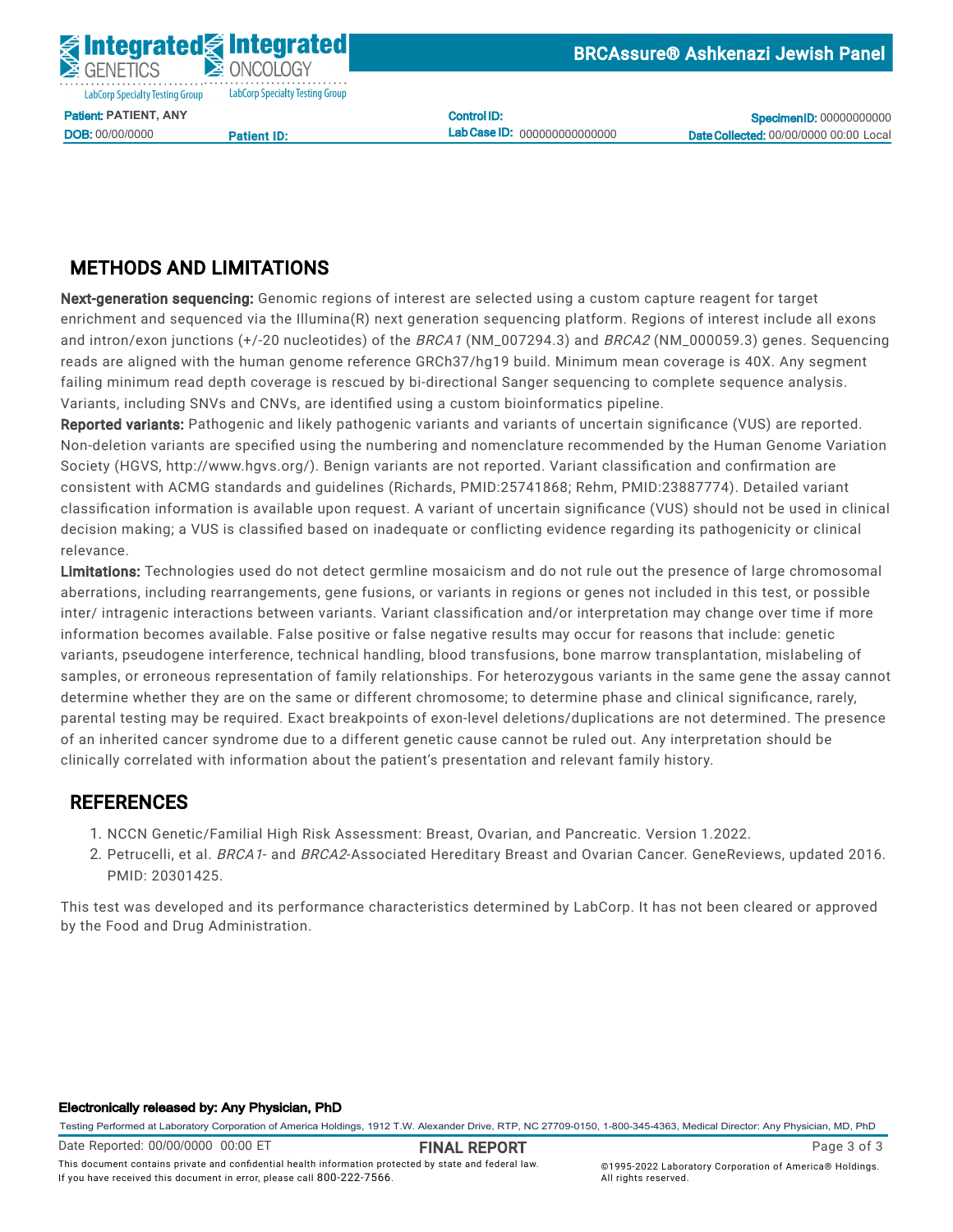## METHODS AND LIMITATIONS

**Next-generation sequencing:** Genomic regions of interest are selected using a custom capture reagent for target enrichment and sequenced via the Illumina(R) next generation sequencing platform. Regions of interest include all exons and intron/exon junctions (+/-20 nucleotides) of the *BRCA1* (NM_007294.3) and *BRCA2* (NM_000059.3) genes. Sequencing reads are aligned with the human genome reference GRCh37/hg19 build. Minimum mean coverage is 40X. Any segment failing minimum read depth coverage is rescued by bi-directional Sanger sequencing to complete sequence analysis. Variants, including SNVs and CNVs, are identified using a custom bioinformatics pipeline.

**Reported variants:** Pathogenic and likely pathogenic variants and variants of uncertain significance (VUS) are reported. Non-deletion variants are specified using the numbering and nomenclature recommended by the Human Genome Variation Society (HGVS, http://www.hgvs.org/). Benign variants are not reported. Variant classification and confirmation are consistent with ACMG standards and guidelines (Richards, PMID:25741868; Rehm, PMID:23887774). Detailed variant classification information is available upon request. A variant of uncertain significance (VUS) should not be used in clinical decision making; a VUS is classified based on inadequate or conflicting evidence regarding its pathogenicity or clinical relevance.

**Limitations:** Technologies used do not detect germline mosaicism and do not rule out the presence of large chromosomal aberrations, including rearrangements, gene fusions, or variants in regions or genes not included in this test, or possible inter/ intragenic interactions between variants. Variant classification and/or interpretation may change over time if more information becomes available. False positive or false negative results may occur for reasons that include: genetic variants, pseudogene interference, technical handling, blood transfusions, bone marrow transplantation, mislabeling of samples, or erroneous representation of family relationships. For heterozygous variants in the same gene the assay cannot determine whether they are on the same or different chromosome; to determine phase and clinical significance, rarely, parental testing may be required. Exact breakpoints of exon-level deletions/duplications are not determined. The presence of an inherited cancer syndrome due to a different genetic cause cannot be ruled out. Any interpretation should be clinically correlated with information about the patient's presentation and relevant family history.

## REFERENCES

1. NCCN Genetic/Familial High Risk Assessment: Breast, Ovarian, and Pancreatic. Version 1.2022.
2. Petrucelli, et al. *BRCA1*- and *BRCA2*-Associated Hereditary Breast and Ovarian Cancer. GeneReviews, updated 2016. PMID: 20301425.

This test was developed and its performance characteristics determined by LabCorp. It has not been cleared or approved by the Food and Drug Administration.

**Electronically released by: Any Physician, PhD**

Testing Performed at Laboratory Corporation of America Holdings, 1912 T.W. Alexander Drive, RTP, NC 27709-0150, 1-800-345-4363, Medical Director: Any Physician, MD, PhD